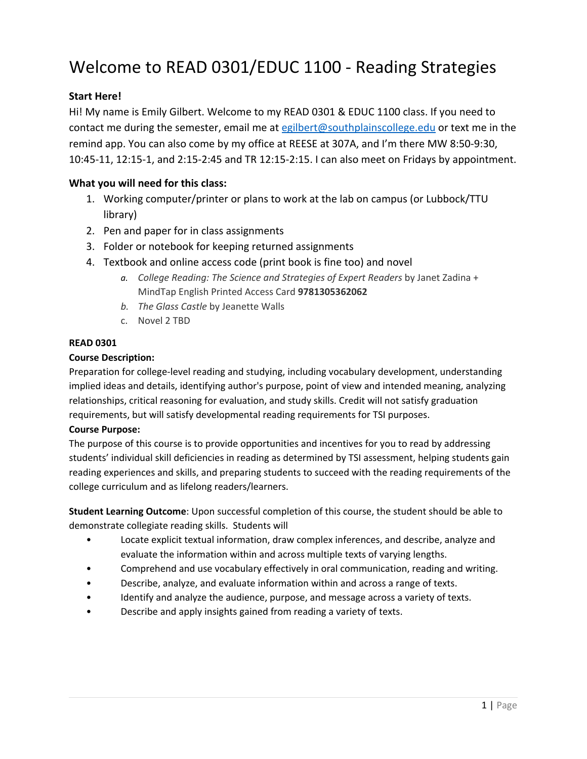# Welcome to READ 0301/EDUC 1100 - Reading Strategies

**Start Here!**

Hi! My name is Emily Gilbert. Welcome to my READ 0301 & EDUC 1100 class. If you need to contact me during the semester, email me at [egilbert@southplainscollege.edu](mailto:egilbert@southplainscollege.edu) or text me in the remind app. You can also come by my office at REESE at 307A, and I'm there MW 8:50-9:30, 10:45-11, 12:15-1, and 2:15-2:45 and TR 12:15-2:15. I can also meet on Fridays by appointment.

**What you will need for this class:**

1. Working computer/printer or plans to work at the lab on campus (or Lubbock/TTU library)
2. Pen and paper for in class assignments
3. Folder or notebook for keeping returned assignments
4. Textbook and online access code (print book is fine too) and novel
   a. *College Reading: The Science and Strategies of Expert Readers* by Janet Zadina + MindTap English Printed Access Card **9781305362062**
   b. *The Glass Castle* by Jeanette Walls
   c. Novel 2 TBD

**READ 0301**

**Course Description:**

Preparation for college-level reading and studying, including vocabulary development, understanding implied ideas and details, identifying author's purpose, point of view and intended meaning, analyzing relationships, critical reasoning for evaluation, and study skills. Credit will not satisfy graduation requirements, but will satisfy developmental reading requirements for TSI purposes.

**Course Purpose:**

The purpose of this course is to provide opportunities and incentives for you to read by addressing students' individual skill deficiencies in reading as determined by TSI assessment, helping students gain reading experiences and skills, and preparing students to succeed with the reading requirements of the college curriculum and as lifelong readers/learners.

**Student Learning Outcome**: Upon successful completion of this course, the student should be able to demonstrate collegiate reading skills. Students will

- Locate explicit textual information, draw complex inferences, and describe, analyze and evaluate the information within and across multiple texts of varying lengths.
- Comprehend and use vocabulary effectively in oral communication, reading and writing.
- Describe, analyze, and evaluate information within and across a range of texts.
- Identify and analyze the audience, purpose, and message across a variety of texts.
- Describe and apply insights gained from reading a variety of texts.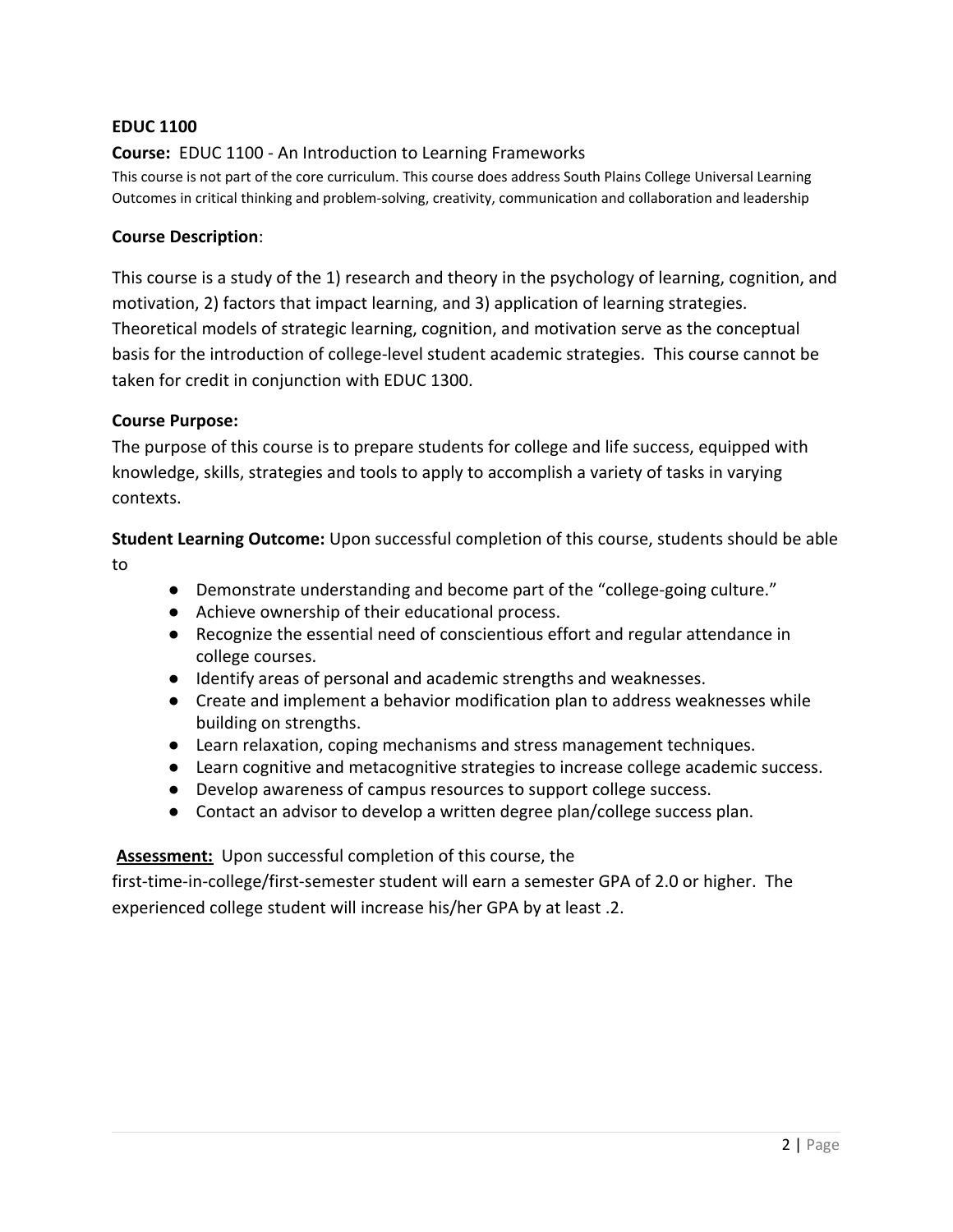**EDUC 1100**

**Course:** EDUC 1100 - An Introduction to Learning Frameworks

This course is not part of the core curriculum. This course does address South Plains College Universal Learning Outcomes in critical thinking and problem-solving, creativity, communication and collaboration and leadership

**Course Description**:

This course is a study of the 1) research and theory in the psychology of learning, cognition, and motivation, 2) factors that impact learning, and 3) application of learning strategies. Theoretical models of strategic learning, cognition, and motivation serve as the conceptual basis for the introduction of college-level student academic strategies. This course cannot be taken for credit in conjunction with EDUC 1300.

**Course Purpose:**

The purpose of this course is to prepare students for college and life success, equipped with knowledge, skills, strategies and tools to apply to accomplish a variety of tasks in varying contexts.

**Student Learning Outcome:** Upon successful completion of this course, students should be able to

- Demonstrate understanding and become part of the "college-going culture."
- Achieve ownership of their educational process.
- Recognize the essential need of conscientious effort and regular attendance in college courses.
- Identify areas of personal and academic strengths and weaknesses.
- Create and implement a behavior modification plan to address weaknesses while building on strengths.
- Learn relaxation, coping mechanisms and stress management techniques.
- Learn cognitive and metacognitive strategies to increase college academic success.
- Develop awareness of campus resources to support college success.
- Contact an advisor to develop a written degree plan/college success plan.

**Assessment:** Upon successful completion of this course, the first-time-in-college/first-semester student will earn a semester GPA of 2.0 or higher. The experienced college student will increase his/her GPA by at least .2.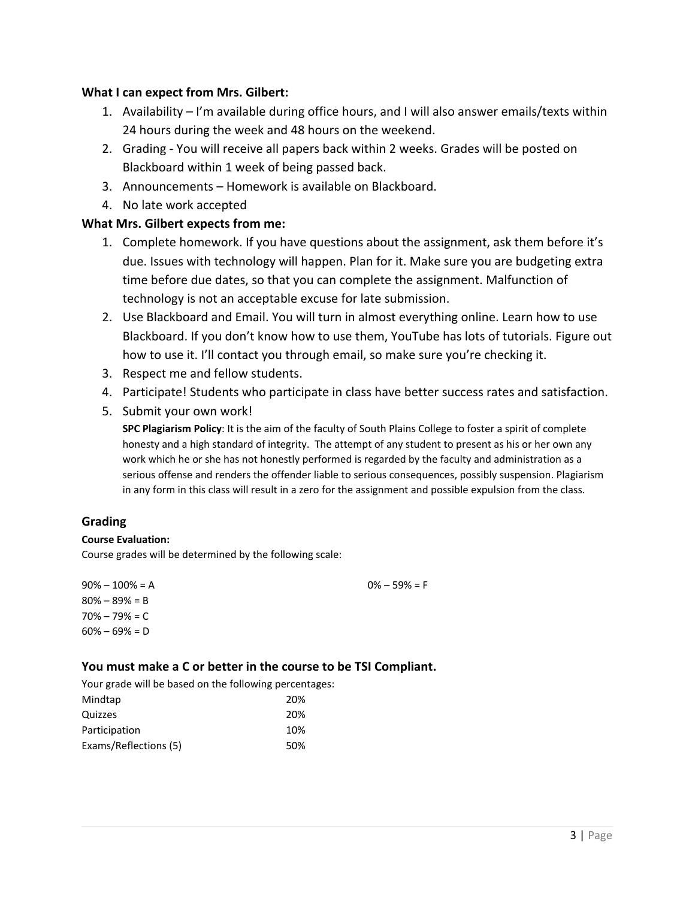**What I can expect from Mrs. Gilbert:**

1. Availability – I'm available during office hours, and I will also answer emails/texts within 24 hours during the week and 48 hours on the weekend.
2. Grading - You will receive all papers back within 2 weeks. Grades will be posted on Blackboard within 1 week of being passed back.
3. Announcements – Homework is available on Blackboard.
4. No late work accepted

**What Mrs. Gilbert expects from me:**

1. Complete homework. If you have questions about the assignment, ask them before it's due. Issues with technology will happen. Plan for it. Make sure you are budgeting extra time before due dates, so that you can complete the assignment. Malfunction of technology is not an acceptable excuse for late submission.
2. Use Blackboard and Email. You will turn in almost everything online. Learn how to use Blackboard. If you don't know how to use them, YouTube has lots of tutorials. Figure out how to use it. I'll contact you through email, so make sure you're checking it.
3. Respect me and fellow students.
4. Participate! Students who participate in class have better success rates and satisfaction.
5. Submit your own work!

   **SPC Plagiarism Policy**: It is the aim of the faculty of South Plains College to foster a spirit of complete honesty and a high standard of integrity. The attempt of any student to present as his or her own any work which he or she has not honestly performed is regarded by the faculty and administration as a serious offense and renders the offender liable to serious consequences, possibly suspension. Plagiarism in any form in this class will result in a zero for the assignment and possible expulsion from the class.

## Grading

**Course Evaluation:**

Course grades will be determined by the following scale:

90% – 100% = A
80% – 89% = B
70% – 79% = C
60% – 69% = D
0% – 59% = F

### You must make a C or better in the course to be TSI Compliant.

Your grade will be based on the following percentages:

| Component | Percentage |
|---|---|
| Mindtap | 20% |
| Quizzes | 20% |
| Participation | 10% |
| Exams/Reflections (5) | 50% |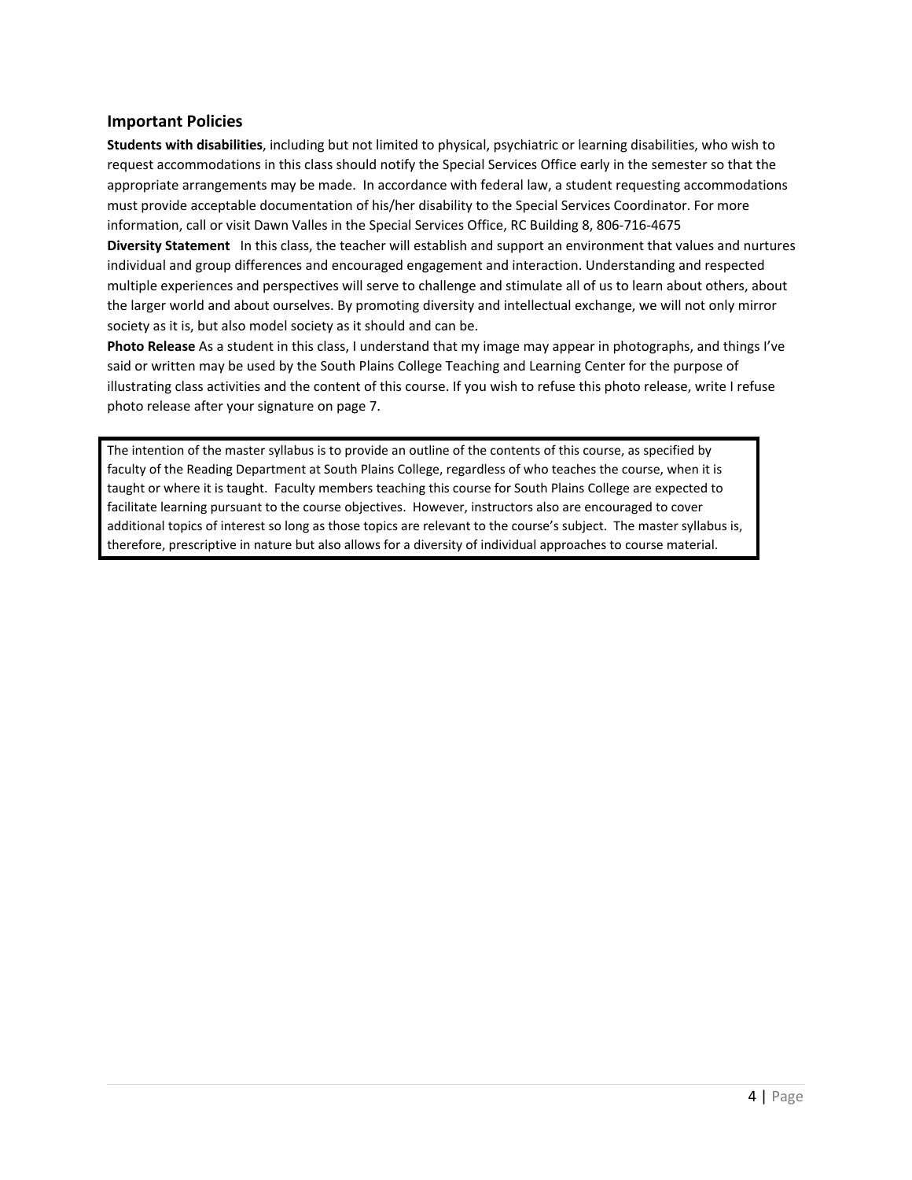## Important Policies

**Students with disabilities**, including but not limited to physical, psychiatric or learning disabilities, who wish to request accommodations in this class should notify the Special Services Office early in the semester so that the appropriate arrangements may be made. In accordance with federal law, a student requesting accommodations must provide acceptable documentation of his/her disability to the Special Services Coordinator. For more information, call or visit Dawn Valles in the Special Services Office, RC Building 8, 806-716-4675

**Diversity Statement** In this class, the teacher will establish and support an environment that values and nurtures individual and group differences and encouraged engagement and interaction. Understanding and respected multiple experiences and perspectives will serve to challenge and stimulate all of us to learn about others, about the larger world and about ourselves. By promoting diversity and intellectual exchange, we will not only mirror society as it is, but also model society as it should and can be.

**Photo Release** As a student in this class, I understand that my image may appear in photographs, and things I've said or written may be used by the South Plains College Teaching and Learning Center for the purpose of illustrating class activities and the content of this course. If you wish to refuse this photo release, write I refuse photo release after your signature on page 7.

The intention of the master syllabus is to provide an outline of the contents of this course, as specified by faculty of the Reading Department at South Plains College, regardless of who teaches the course, when it is taught or where it is taught. Faculty members teaching this course for South Plains College are expected to facilitate learning pursuant to the course objectives. However, instructors also are encouraged to cover additional topics of interest so long as those topics are relevant to the course's subject. The master syllabus is, therefore, prescriptive in nature but also allows for a diversity of individual approaches to course material.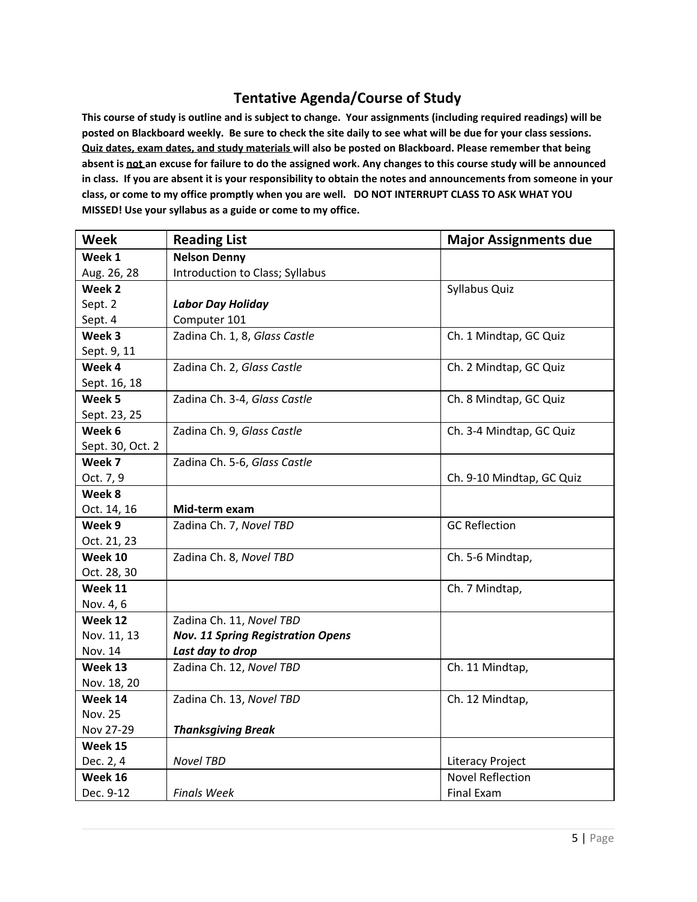## Tentative Agenda/Course of Study

**This course of study is outline and is subject to change. Your assignments (including required readings) will be posted on Blackboard weekly. Be sure to check the site daily to see what will be due for your class sessions. <u>Quiz dates, exam dates, and study materials</u> will also be posted on Blackboard. Please remember that being absent is <u>not</u> an excuse for failure to do the assigned work. Any changes to this course study will be announced in class. If you are absent it is your responsibility to obtain the notes and announcements from someone in your class, or come to my office promptly when you are well. DO NOT INTERRUPT CLASS TO ASK WHAT YOU MISSED! Use your syllabus as a guide or come to my office.**

| Week | Reading List | Major Assignments due |
|---|---|---|
| **Week 1**<br>Aug. 26, 28 | **Nelson Denny**<br>Introduction to Class; Syllabus | |
| **Week 2**<br>Sept. 2<br>Sept. 4 | <br>***Labor Day Holiday***<br>Computer 101 | Syllabus Quiz |
| **Week 3**<br>Sept. 9, 11 | Zadina Ch. 1, 8, *Glass Castle* | Ch. 1 Mindtap, GC Quiz |
| **Week 4**<br>Sept. 16, 18 | Zadina Ch. 2, *Glass Castle* | Ch. 2 Mindtap, GC Quiz |
| **Week 5**<br>Sept. 23, 25 | Zadina Ch. 3-4, *Glass Castle* | Ch. 8 Mindtap, GC Quiz |
| **Week 6**<br>Sept. 30, Oct. 2 | Zadina Ch. 9, *Glass Castle* | Ch. 3-4 Mindtap, GC Quiz |
| **Week 7**<br>Oct. 7, 9 | Zadina Ch. 5-6, *Glass Castle* | Ch. 9-10 Mindtap, GC Quiz |
| **Week 8**<br>Oct. 14, 16 | **Mid-term exam** | |
| **Week 9**<br>Oct. 21, 23 | Zadina Ch. 7, *Novel TBD* | GC Reflection |
| **Week 10**<br>Oct. 28, 30 | Zadina Ch. 8, *Novel TBD* | Ch. 5-6 Mindtap, |
| **Week 11**<br>Nov. 4, 6 | | Ch. 7 Mindtap, |
| **Week 12**<br>Nov. 11, 13<br>Nov. 14 | Zadina Ch. 11, *Novel TBD*<br>***Nov. 11 Spring Registration Opens***<br>***Last day to drop*** | |
| **Week 13**<br>Nov. 18, 20 | Zadina Ch. 12, *Novel TBD* | Ch. 11 Mindtap, |
| **Week 14**<br>Nov. 25<br>Nov 27-29 | Zadina Ch. 13, *Novel TBD*<br><br>***Thanksgiving Break*** | Ch. 12 Mindtap, |
| **Week 15**<br>Dec. 2, 4 | *Novel TBD* | Literacy Project |
| **Week 16**<br>Dec. 9-12 | *Finals Week* | Novel Reflection<br>Final Exam |